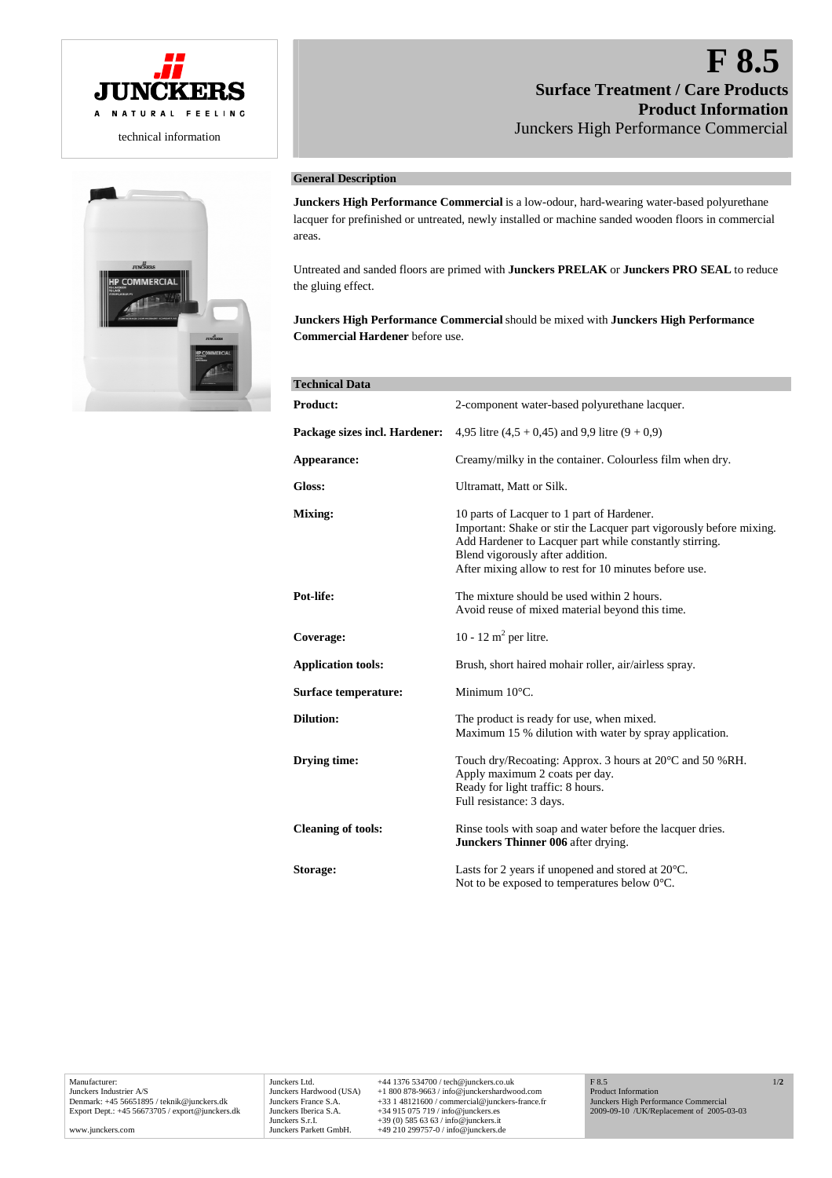JUNCKERS

A NATURAL FEELING

technical information

# F 8.5

## Surface Treatment / Care Products
## Product Information

Junckers High Performance Commercial

### General Description

**Junckers High Performance Commercial** is a low-odour, hard-wearing water-based polyurethane lacquer for prefinished or untreated, newly installed or machine sanded wooden floors in commercial areas.

Untreated and sanded floors are primed with **Junckers PRELAK** or **Junckers PRO SEAL** to reduce the gluing effect.

**Junckers High Performance Commercial** should be mixed with **Junckers High Performance Commercial Hardener** before use.

### Technical Data

| | |
|---|---|
| **Product:** | 2-component water-based polyurethane lacquer. |
| **Package sizes incl. Hardener:** | 4,95 litre (4,5 + 0,45) and 9,9 litre (9 + 0,9) |
| **Appearance:** | Creamy/milky in the container. Colourless film when dry. |
| **Gloss:** | Ultramatt, Matt or Silk. |
| **Mixing:** | 10 parts of Lacquer to 1 part of Hardener.<br>Important: Shake or stir the Lacquer part vigorously before mixing.<br>Add Hardener to Lacquer part while constantly stirring.<br>Blend vigorously after addition.<br>After mixing allow to rest for 10 minutes before use. |
| **Pot-life:** | The mixture should be used within 2 hours.<br>Avoid reuse of mixed material beyond this time. |
| **Coverage:** | 10 - 12 $m^2$ per litre. |
| **Application tools:** | Brush, short haired mohair roller, air/airless spray. |
| **Surface temperature:** | Minimum 10°C. |
| **Dilution:** | The product is ready for use, when mixed.<br>Maximum 15 % dilution with water by spray application. |
| **Drying time:** | Touch dry/Recoating: Approx. 3 hours at 20°C and 50 %RH.<br>Apply maximum 2 coats per day.<br>Ready for light traffic: 8 hours.<br>Full resistance: 3 days. |
| **Cleaning of tools:** | Rinse tools with soap and water before the lacquer dries.<br>**Junckers Thinner 006** after drying. |
| **Storage:** | Lasts for 2 years if unopened and stored at 20°C.<br>Not to be exposed to temperatures below 0°C. |

Manufacturer:
Junckers Industrier A/S
Denmark: +45 56651895 / teknik@junckers.dk
Export Dept.: +45 56673705 / export@junckers.dk

www.junckers.com

Junckers Ltd. +44 1376 534700 / tech@junckers.co.uk
Junckers Hardwood (USA) +1 800 878-9663 / info@junckershardwood.com
Junckers France S.A. +33 1 48121600 / commercial@junckers-france.fr
Junckers Iberica S.A. +34 915 075 719 / info@junckers.es
Junckers S.r.l. +39 (0) 585 63 63 / info@junckers.it
Junckers Parkett GmbH. +49 210 299757-0 / info@junckers.de

F 8.5
Product Information
Junckers High Performance Commercial
2009-09-10 /UK/Replacement of 2005-03-03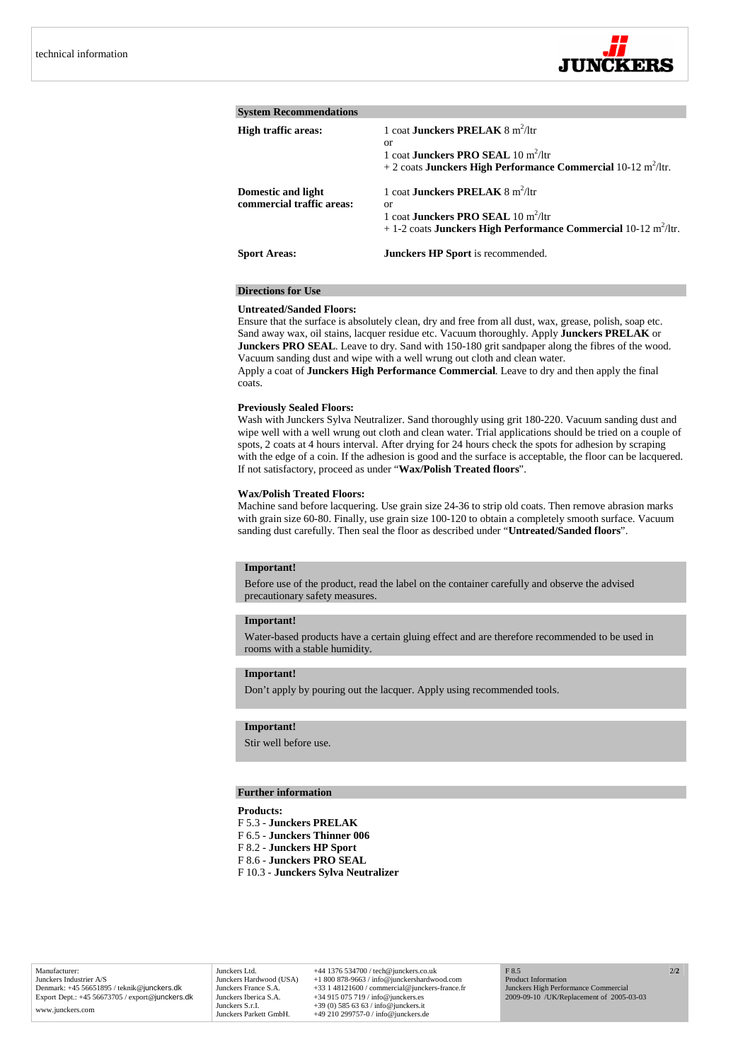## System Recommendations

**High traffic areas:**

1 coat **Junckers PRELAK** 8 $m^2$/ltr
or
1 coat **Junckers PRO SEAL** 10 $m^2$/ltr
+ 2 coats **Junckers High Performance Commercial** 10-12 $m^2$/ltr.

**Domestic and light commercial traffic areas:**

1 coat **Junckers PRELAK** 8 $m^2$/ltr
or
1 coat **Junckers PRO SEAL** 10 $m^2$/ltr
+ 1-2 coats **Junckers High Performance Commercial** 10-12 $m^2$/ltr.

**Sport Areas:**

**Junckers HP Sport** is recommended.

## Directions for Use

**Untreated/Sanded Floors:**
Ensure that the surface is absolutely clean, dry and free from all dust, wax, grease, polish, soap etc. Sand away wax, oil stains, lacquer residue etc. Vacuum thoroughly. Apply **Junckers PRELAK** or **Junckers PRO SEAL**. Leave to dry. Sand with 150-180 grit sandpaper along the fibres of the wood. Vacuum sanding dust and wipe with a well wrung out cloth and clean water.
Apply a coat of **Junckers High Performance Commercial**. Leave to dry and then apply the final coats.

**Previously Sealed Floors:**
Wash with Junckers Sylva Neutralizer. Sand thoroughly using grit 180-220. Vacuum sanding dust and wipe well with a well wrung out cloth and clean water. Trial applications should be tried on a couple of spots, 2 coats at 4 hours interval. After drying for 24 hours check the spots for adhesion by scraping with the edge of a coin. If the adhesion is good and the surface is acceptable, the floor can be lacquered. If not satisfactory, proceed as under "**Wax/Polish Treated floors**".

**Wax/Polish Treated Floors:**
Machine sand before lacquering. Use grain size 24-36 to strip old coats. Then remove abrasion marks with grain size 60-80. Finally, use grain size 100-120 to obtain a completely smooth surface. Vacuum sanding dust carefully. Then seal the floor as described under "**Untreated/Sanded floors**".

**Important!**
Before use of the product, read the label on the container carefully and observe the advised precautionary safety measures.

**Important!**
Water-based products have a certain gluing effect and are therefore recommended to be used in rooms with a stable humidity.

**Important!**
Don't apply by pouring out the lacquer. Apply using recommended tools.

**Important!**
Stir well before use.

## Further information

**Products:**
F 5.3 - **Junckers PRELAK**
F 6.5 - **Junckers Thinner 006**
F 8.2 - **Junckers HP Sport**
F 8.6 - **Junckers PRO SEAL**
F 10.3 - **Junckers Sylva Neutralizer**

Manufacturer:
Junckers Industrier A/S
Denmark: +45 56651895 / teknik@junckers.dk
Export Dept.: +45 56673705 / export@junckers.dk
www.junckers.com

| | |
|---|---|
| Junckers Ltd. | +44 1376 534700 / tech@junckers.co.uk |
| Junckers Hardwood (USA) | +1 800 878-9663 / info@junckershardwood.com |
| Junckers France S.A. | +33 1 48121600 / commercial@junckers-france.fr |
| Junckers Iberica S.A. | +34 915 075 719 / info@junckers.es |
| Junckers S.r.l. | +39 (0) 585 63 63 / info@junckers.it |
| Junckers Parkett GmbH. | +49 210 299757-0 / info@junckers.de |

F 8.5
Product Information
Junckers High Performance Commercial
2009-09-10 /UK/Replacement of 2005-03-03